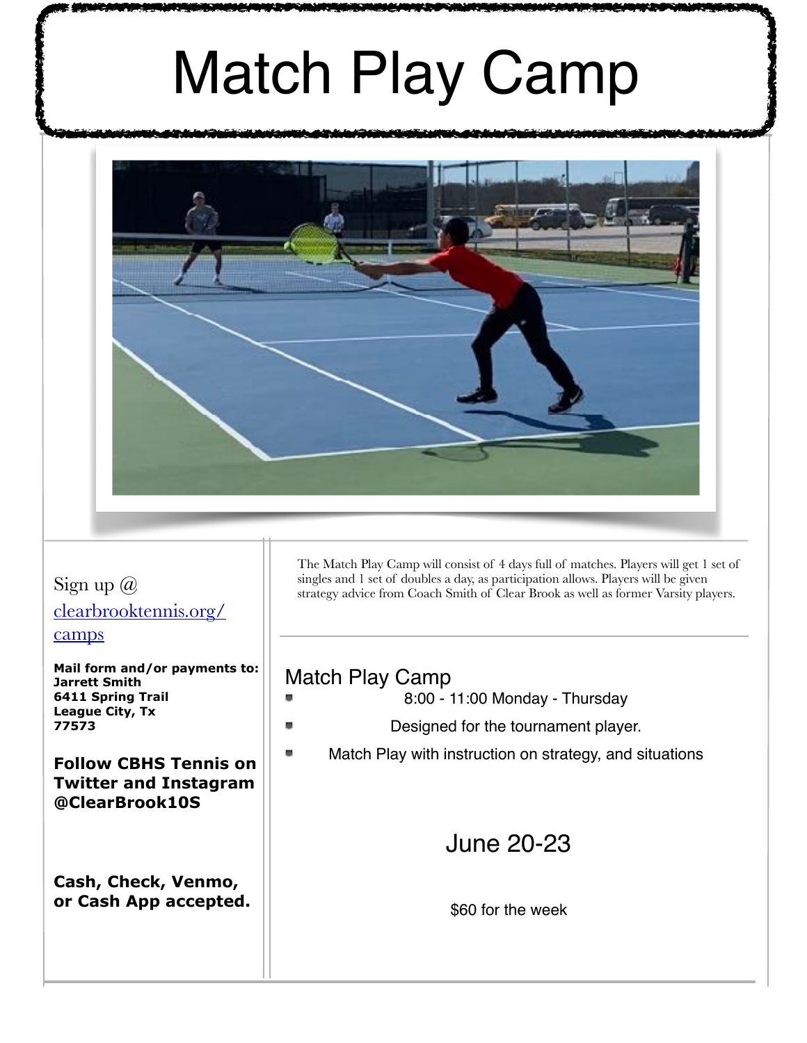# Match Play Camp

Sign up @ [clearbrooktennis.org/camps](clearbrooktennis.org/camps)

**Mail form and/or payments to:**
**Jarrett Smith**
**6411 Spring Trail**
**League City, Tx**
**77573**

**Follow CBHS Tennis on Twitter and Instagram @ClearBrook10S**

**Cash, Check, Venmo, or Cash App accepted.**

The Match Play Camp will consist of 4 days full of matches. Players will get 1 set of singles and 1 set of doubles a day, as participation allows. Players will be given strategy advice from Coach Smith of Clear Brook as well as former Varsity players.

## Match Play Camp

- 8:00 - 11:00 Monday - Thursday
- Designed for the tournament player.
- Match Play with instruction on strategy, and situations

June 20-23

$60 for the week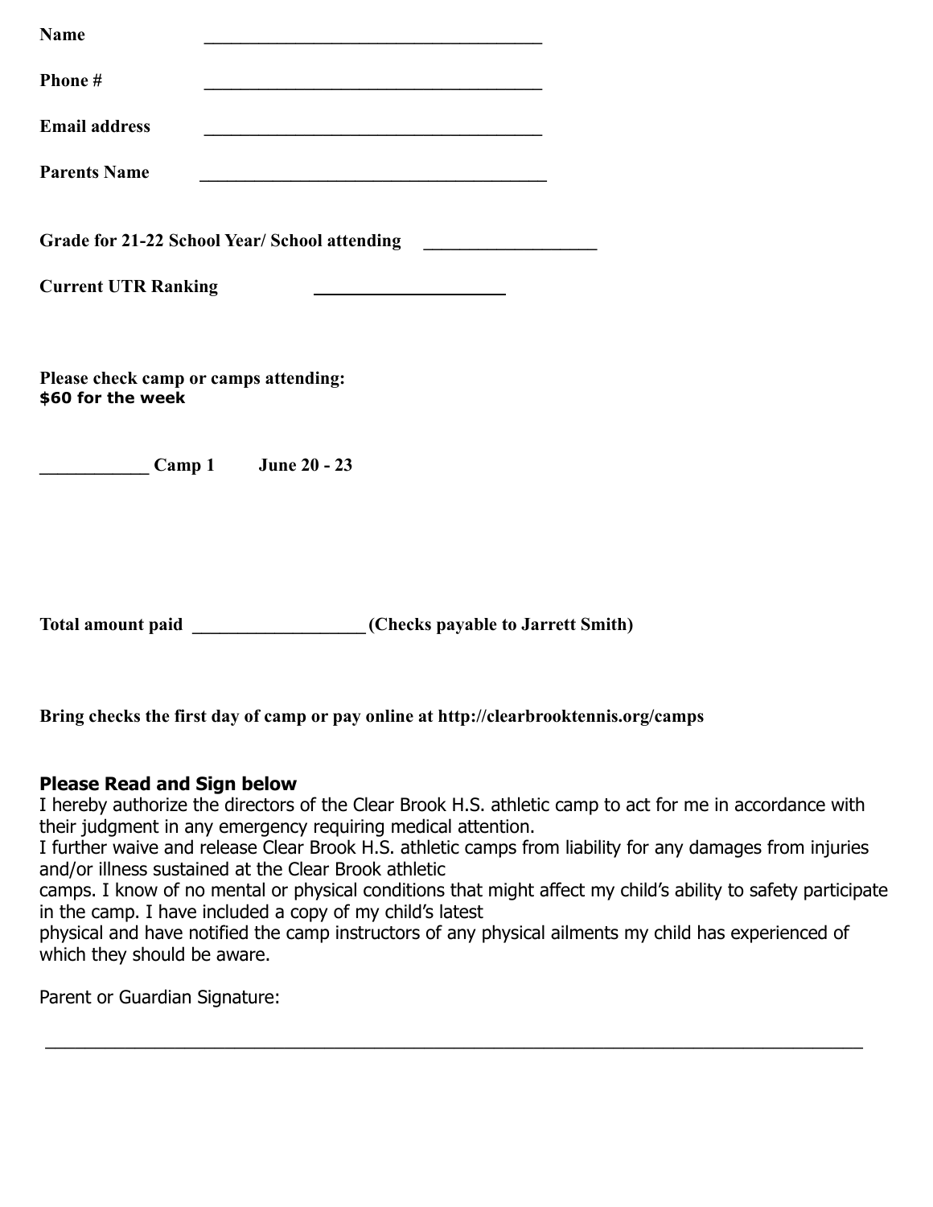**Name** ______________________________________

**Phone #** ______________________________________

**Email address** ______________________________________

**Parents Name** _______________________________________

**Grade for 21-22 School Year/ School attending** ___________________

**Current UTR Ranking** _____________________

**Please check camp or camps attending:**
**$60 for the week**

____________ **Camp 1 June 20 - 23**

**Total amount paid** ___________________ **(Checks payable to Jarrett Smith)**

**Bring checks the first day of camp or pay online at http://clearbrooktennis.org/camps**

**Please Read and Sign below**

I hereby authorize the directors of the Clear Brook H.S. athletic camp to act for me in accordance with their judgment in any emergency requiring medical attention.
I further waive and release Clear Brook H.S. athletic camps from liability for any damages from injuries and/or illness sustained at the Clear Brook athletic
camps. I know of no mental or physical conditions that might affect my child's ability to safety participate in the camp. I have included a copy of my child's latest
physical and have notified the camp instructors of any physical ailments my child has experienced of which they should be aware.

Parent or Guardian Signature:

_____________________________________________________________________________